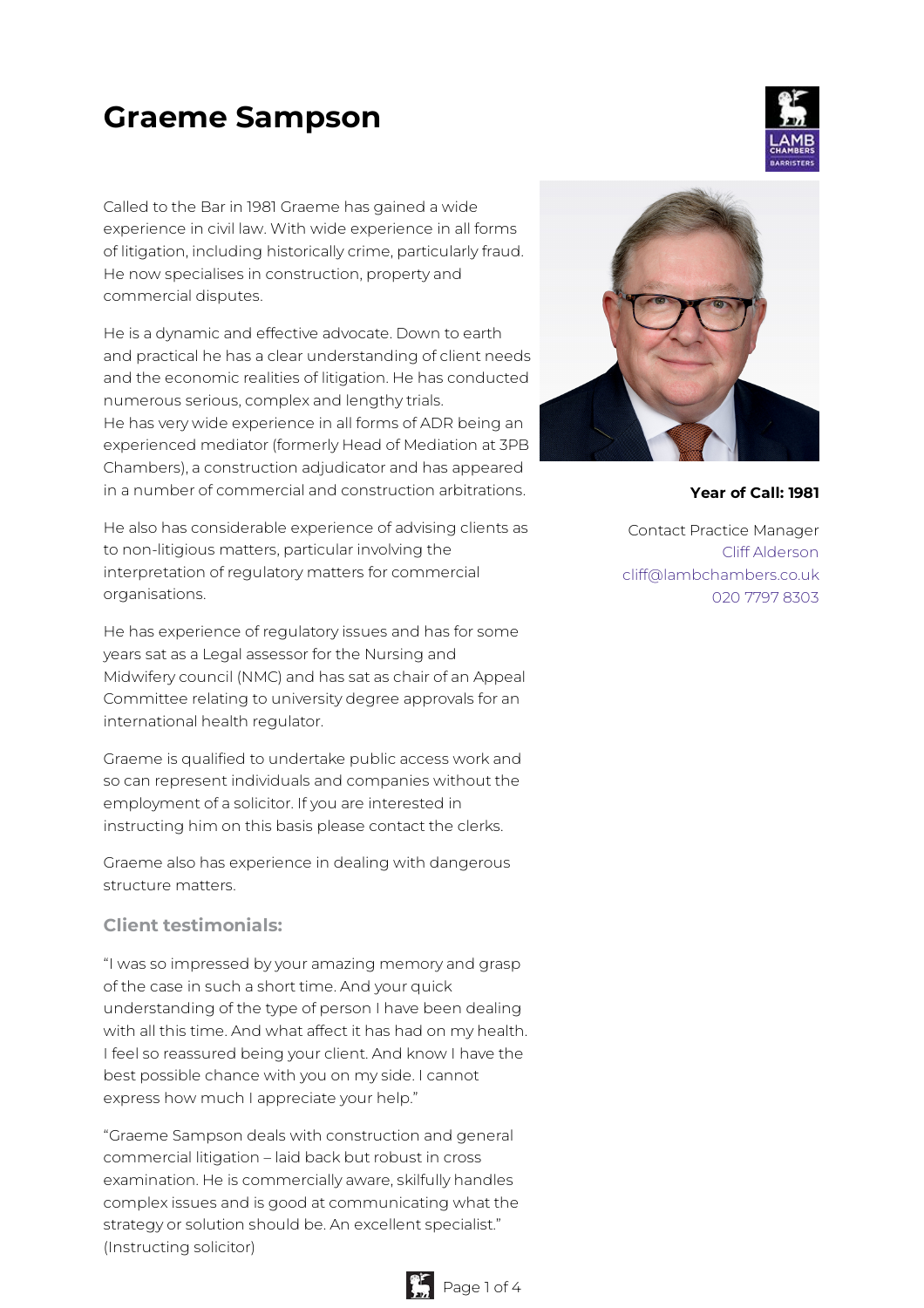# Graeme Sampson

Called to the Bar in 1981 Graeme has gained a wide experience in civil law. With wide experience in all forms of litigation, including historically crime, particularly fraud. He now specialises in construction, property and commercial disputes.

He is a dynamic and effective advocate. Down to earth and practical he has a clear understanding of client needs and the economic realities of litigation. He has conducted numerous serious, complex and lengthy trials.
He has very wide experience in all forms of ADR being an experienced mediator (formerly Head of Mediation at 3PB Chambers), a construction adjudicator and has appeared in a number of commercial and construction arbitrations.

He also has considerable experience of advising clients as to non-litigious matters, particular involving the interpretation of regulatory matters for commercial organisations.

He has experience of regulatory issues and has for some years sat as a Legal assessor for the Nursing and Midwifery council (NMC) and has sat as chair of an Appeal Committee relating to university degree approvals for an international health regulator.

Graeme is qualified to undertake public access work and so can represent individuals and companies without the employment of a solicitor. If you are interested in instructing him on this basis please contact the clerks.

Graeme also has experience in dealing with dangerous structure matters.

**Year of Call: 1981**

Contact Practice Manager
Cliff Alderson
cliff@lambchambers.co.uk
020 7797 8303

### Client testimonials:

"I was so impressed by your amazing memory and grasp of the case in such a short time. And your quick understanding of the type of person I have been dealing with all this time. And what affect it has had on my health. I feel so reassured being your client. And know I have the best possible chance with you on my side. I cannot express how much I appreciate your help."

"Graeme Sampson deals with construction and general commercial litigation – laid back but robust in cross examination. He is commercially aware, skilfully handles complex issues and is good at communicating what the strategy or solution should be. An excellent specialist." (Instructing solicitor)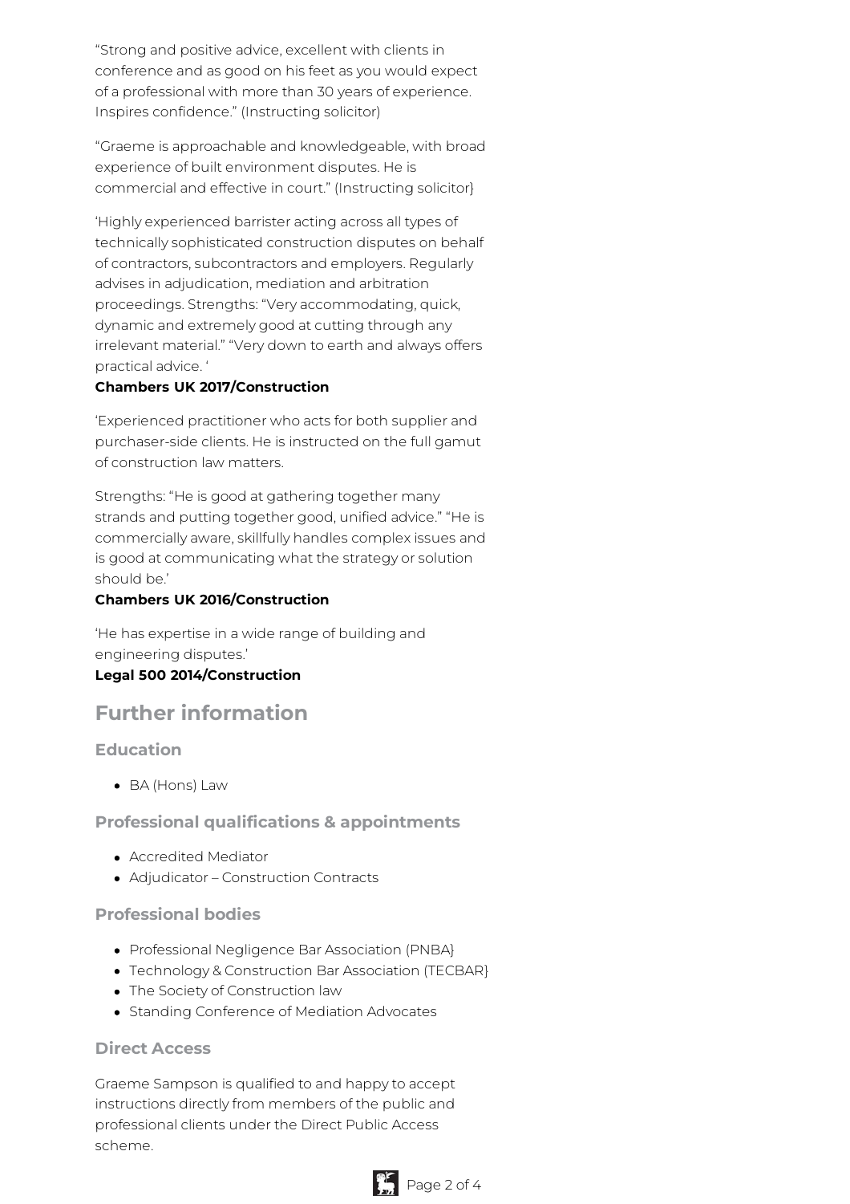"Strong and positive advice, excellent with clients in conference and as good on his feet as you would expect of a professional with more than 30 years of experience. Inspires confidence." (Instructing solicitor)

"Graeme is approachable and knowledgeable, with broad experience of built environment disputes. He is commercial and effective in court." (Instructing solicitor}

'Highly experienced barrister acting across all types of technically sophisticated construction disputes on behalf of contractors, subcontractors and employers. Regularly advises in adjudication, mediation and arbitration proceedings. Strengths: "Very accommodating, quick, dynamic and extremely good at cutting through any irrelevant material." "Very down to earth and always offers practical advice. '
**Chambers UK 2017/Construction**

'Experienced practitioner who acts for both supplier and purchaser-side clients. He is instructed on the full gamut of construction law matters.

Strengths: "He is good at gathering together many strands and putting together good, unified advice." "He is commercially aware, skillfully handles complex issues and is good at communicating what the strategy or solution should be.'
**Chambers UK 2016/Construction**

'He has expertise in a wide range of building and engineering disputes.'
**Legal 500 2014/Construction**

## Further information

### Education

- BA (Hons) Law

### Professional qualifications & appointments

- Accredited Mediator
- Adjudicator – Construction Contracts

### Professional bodies

- Professional Negligence Bar Association (PNBA}
- Technology & Construction Bar Association (TECBAR}
- The Society of Construction law
- Standing Conference of Mediation Advocates

### Direct Access

Graeme Sampson is qualified to and happy to accept instructions directly from members of the public and professional clients under the Direct Public Access scheme.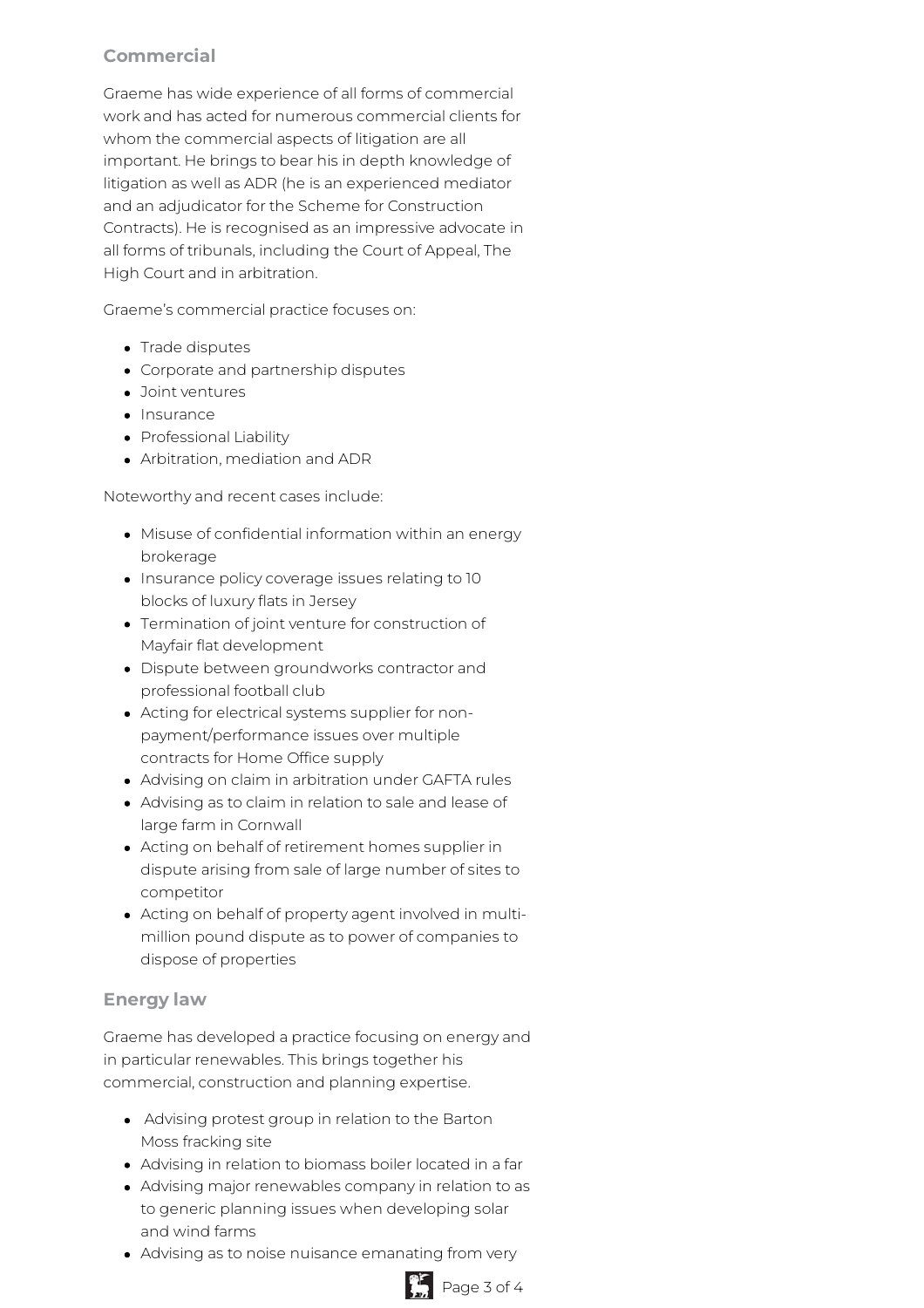## Commercial

Graeme has wide experience of all forms of commercial work and has acted for numerous commercial clients for whom the commercial aspects of litigation are all important. He brings to bear his in depth knowledge of litigation as well as ADR (he is an experienced mediator and an adjudicator for the Scheme for Construction Contracts). He is recognised as an impressive advocate in all forms of tribunals, including the Court of Appeal, The High Court and in arbitration.

Graeme's commercial practice focuses on:

- Trade disputes
- Corporate and partnership disputes
- Joint ventures
- Insurance
- Professional Liability
- Arbitration, mediation and ADR

Noteworthy and recent cases include:

- Misuse of confidential information within an energy brokerage
- Insurance policy coverage issues relating to 10 blocks of luxury flats in Jersey
- Termination of joint venture for construction of Mayfair flat development
- Dispute between groundworks contractor and professional football club
- Acting for electrical systems supplier for non-payment/performance issues over multiple contracts for Home Office supply
- Advising on claim in arbitration under GAFTA rules
- Advising as to claim in relation to sale and lease of large farm in Cornwall
- Acting on behalf of retirement homes supplier in dispute arising from sale of large number of sites to competitor
- Acting on behalf of property agent involved in multi-million pound dispute as to power of companies to dispose of properties

## Energy law

Graeme has developed a practice focusing on energy and in particular renewables. This brings together his commercial, construction and planning expertise.

- Advising protest group in relation to the Barton Moss fracking site
- Advising in relation to biomass boiler located in a far
- Advising major renewables company in relation to as to generic planning issues when developing solar and wind farms
- Advising as to noise nuisance emanating from very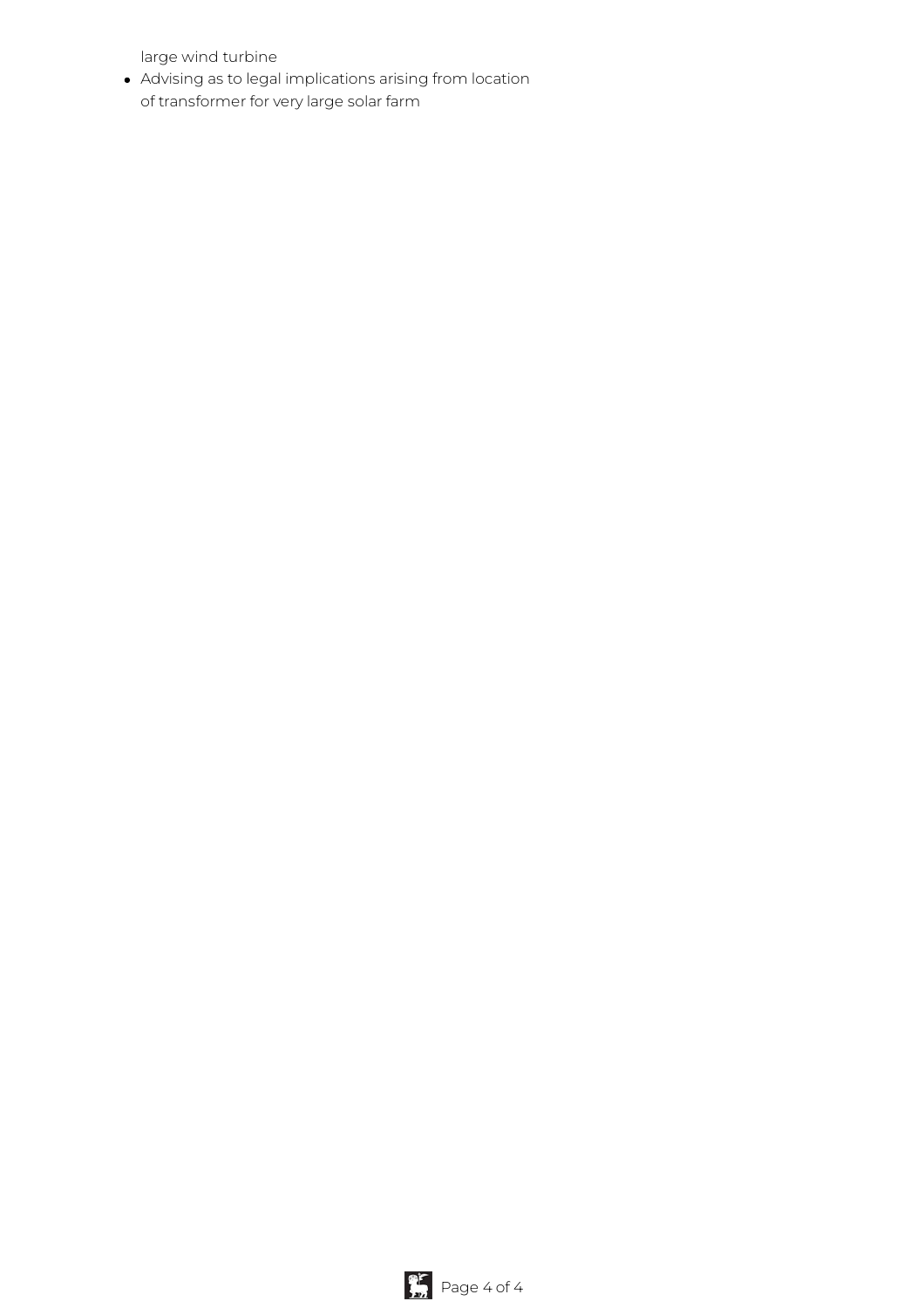large wind turbine

- Advising as to legal implications arising from location of transformer for very large solar farm